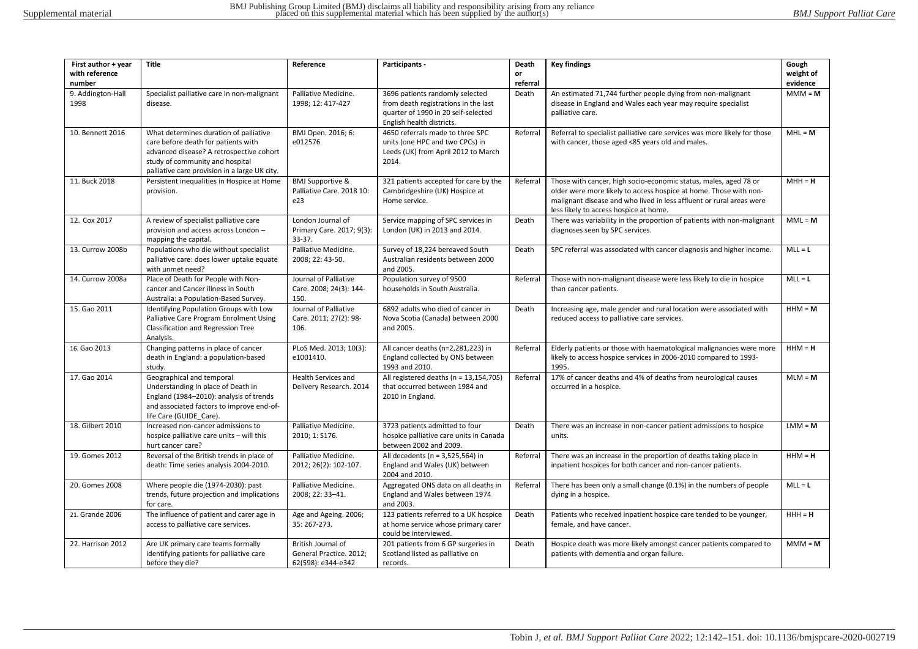| First author + year with reference number | Title | Reference | Participants - | Death or referral | Key findings | Gough weight of evidence |
|---|---|---|---|---|---|---|
| 9. Addington-Hall 1998 | Specialist palliative care in non-malignant disease. | Palliative Medicine. 1998; 12: 417-427 | 3696 patients randomly selected from death registrations in the last quarter of 1990 in 20 self-selected English health districts. | Death | An estimated 71,744 further people dying from non-malignant disease in England and Wales each year may require specialist palliative care. | MMM = **M** |
| 10. Bennett 2016 | What determines duration of palliative care before death for patients with advanced disease? A retrospective cohort study of community and hospital palliative care provision in a large UK city. | BMJ Open. 2016; 6: e012576 | 4650 referrals made to three SPC units (one HPC and two CPCs) in Leeds (UK) from April 2012 to March 2014. | Referral | Referral to specialist palliative care services was more likely for those with cancer, those aged <85 years old and males. | MHL = **M** |
| 11. Buck 2018 | Persistent inequalities in Hospice at Home provision. | BMJ Supportive & Palliative Care. 2018 10: e23 | 321 patients accepted for care by the Cambridgeshire (UK) Hospice at Home service. | Referral | Those with cancer, high socio-economic status, males, aged 78 or older were more likely to access hospice at home. Those with non-malignant disease and who lived in less affluent or rural areas were less likely to access hospice at home. | MHH = **H** |
| 12. Cox 2017 | A review of specialist palliative care provision and access across London – mapping the capital. | London Journal of Primary Care. 2017; 9(3): 33-37. | Service mapping of SPC services in London (UK) in 2013 and 2014. | Death | There was variability in the proportion of patients with non-malignant diagnoses seen by SPC services. | MML = **M** |
| 13. Currow 2008b | Populations who die without specialist palliative care: does lower uptake equate with unmet need? | Palliative Medicine. 2008; 22: 43-50. | Survey of 18,224 bereaved South Australian residents between 2000 and 2005. | Death | SPC referral was associated with cancer diagnosis and higher income. | MLL = **L** |
| 14. Currow 2008a | Place of Death for People with Non-cancer and Cancer illness in South Australia: a Population-Based Survey. | Journal of Palliative Care. 2008; 24(3): 144-150. | Population survey of 9500 households in South Australia. | Referral | Those with non-malignant disease were less likely to die in hospice than cancer patients. | MLL = **L** |
| 15. Gao 2011 | Identifying Population Groups with Low Palliative Care Program Enrolment Using Classification and Regression Tree Analysis. | Journal of Palliative Care. 2011; 27(2): 98-106. | 6892 adults who died of cancer in Nova Scotia (Canada) between 2000 and 2005. | Death | Increasing age, male gender and rural location were associated with reduced access to palliative care services. | HHM = **M** |
| 16. Gao 2013 | Changing patterns in place of cancer death in England: a population-based study. | PLoS Med. 2013; 10(3): e1001410. | All cancer deaths (n=2,281,223) in England collected by ONS between 1993 and 2010. | Referral | Elderly patients or those with haematological malignancies were more likely to access hospice services in 2006-2010 compared to 1993-1995. | HHM = **H** |
| 17. Gao 2014 | Geographical and temporal Understanding In place of Death in England (1984–2010): analysis of trends and associated factors to improve end-of-life Care (GUIDE_Care). | Health Services and Delivery Research. 2014 | All registered deaths (n = 13,154,705) that occurred between 1984 and 2010 in England. | Referral | 17% of cancer deaths and 4% of deaths from neurological causes occurred in a hospice. | MLM = **M** |
| 18. Gilbert 2010 | Increased non-cancer admissions to hospice palliative care units – will this hurt cancer care? | Palliative Medicine. 2010; 1: S176. | 3723 patients admitted to four hospice palliative care units in Canada between 2002 and 2009. | Death | There was an increase in non-cancer patient admissions to hospice units. | LMM = **M** |
| 19. Gomes 2012 | Reversal of the British trends in place of death: Time series analysis 2004-2010. | Palliative Medicine. 2012; 26(2): 102-107. | All decedents (n = 3,525,564) in England and Wales (UK) between 2004 and 2010. | Referral | There was an increase in the proportion of deaths taking place in inpatient hospices for both cancer and non-cancer patients. | HHM = **H** |
| 20. Gomes 2008 | Where people die (1974-2030): past trends, future projection and implications for care. | Palliative Medicine. 2008; 22: 33–41. | Aggregated ONS data on all deaths in England and Wales between 1974 and 2003. | Referral | There has been only a small change (0.1%) in the numbers of people dying in a hospice. | MLL = **L** |
| 21. Grande 2006 | The influence of patient and carer age in access to palliative care services. | Age and Ageing. 2006; 35: 267-273. | 123 patients referred to a UK hospice at home service whose primary carer could be interviewed. | Death | Patients who received inpatient hospice care tended to be younger, female, and have cancer. | HHH = **H** |
| 22. Harrison 2012 | Are UK primary care teams formally identifying patients for palliative care before they die? | British Journal of General Practice. 2012; 62(598): e344-e342 | 201 patients from 6 GP surgeries in Scotland listed as palliative on records. | Death | Hospice death was more likely amongst cancer patients compared to patients with dementia and organ failure. | MMM = **M** |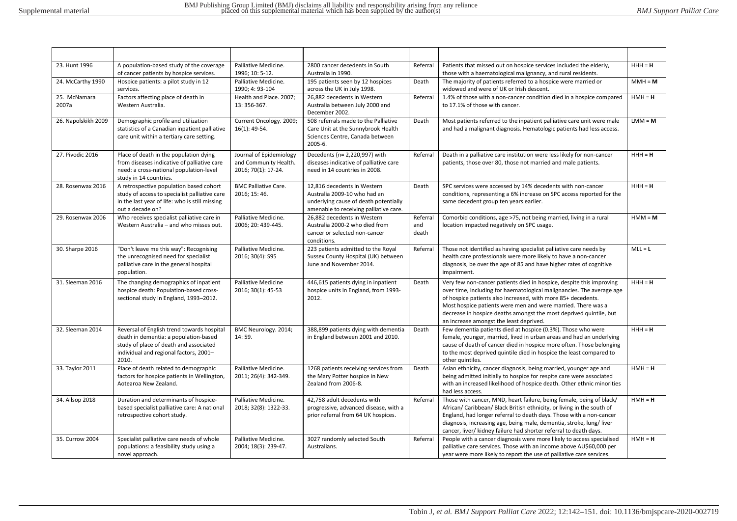| | | | | | | |
|---|---|---|---|---|---|---|
| 23. Hunt 1996 | A population-based study of the coverage of cancer patients by hospice services. | Palliative Medicine. 1996; 10: 5-12. | 2800 cancer decedents in South Australia in 1990. | Referral | Patients that missed out on hospice services included the elderly, those with a haematological malignancy, and rural residents. | HHH = **H** |
| 24. McCarthy 1990 | Hospice patients: a pilot study in 12 services. | Palliative Medicine. 1990; 4: 93-104 | 195 patients seen by 12 hospices across the UK in July 1998. | Death | The majority of patients referred to a hospice were married or widowed and were of UK or Irish descent. | MMH = **M** |
| 25. McNamara 2007a | Factors affecting place of death in Western Australia. | Health and Place. 2007; 13: 356-367. | 26,882 decedents in Western Australia between July 2000 and December 2002. | Referral | 1.4% of those with a non-cancer condition died in a hospice compared to 17.1% of those with cancer. | HMH = **H** |
| 26. Napolskikh 2009 | Demographic profile and utilization statistics of a Canadian inpatient palliative care unit within a tertiary care setting. | Current Oncology. 2009; 16(1): 49-54. | 508 referrals made to the Palliative Care Unit at the Sunnybrook Health Sciences Centre, Canada between 2005-6. | Death | Most patients referred to the inpatient palliative care unit were male and had a malignant diagnosis. Hematologic patients had less access. | LMM = **M** |
| 27. Pivodic 2016 | Place of death in the population dying from diseases indicative of palliative care need: a cross-national population-level study in 14 countries. | Journal of Epidemiology and Community Health. 2016; 70(1): 17-24. | Decedents (n= 2,220,997) with diseases indicative of palliative care need in 14 countries in 2008. | Referral | Death in a palliative care institution were less likely for non-cancer patients, those over 80, those not married and male patients. | HHH = **H** |
| 28. Rosenwax 2016 | A retrospective population based cohort study of access to specialist palliative care in the last year of life: who is still missing out a decade on? | BMC Palliative Care. 2016; 15: 46. | 12,816 decedents in Western Australia 2009-10 who had an underlying cause of death potentially amenable to receiving palliative care. | Death | SPC services were accessed by 14% decedents with non-cancer conditions, representing a 6% increase on SPC access reported for the same decedent group ten years earlier. | HHH = **H** |
| 29. Rosenwax 2006 | Who receives specialist palliative care in Western Australia – and who misses out. | Palliative Medicine. 2006; 20: 439-445. | 26,882 decedents in Western Australia 2000-2 who died from cancer or selected non-cancer conditions. | Referral and death | Comorbid conditions, age >75, not being married, living in a rural location impacted negatively on SPC usage. | HMM = **M** |
| 30. Sharpe 2016 | "Don't leave me this way": Recognising the unrecognised need for specialist palliative care in the general hospital population. | Palliative Medicine. 2016; 30(4): S95 | 223 patients admitted to the Royal Sussex County Hospital (UK) between June and November 2014. | Referral | Those not identified as having specialist palliative care needs by health care professionals were more likely to have a non-cancer diagnosis, be over the age of 85 and have higher rates of cognitive impairment. | MLL = **L** |
| 31. Sleeman 2016 | The changing demographics of inpatient hospice death: Population-based cross-sectional study in England, 1993–2012. | Palliative Medicine 2016; 30(1): 45-53 | 446,615 patients dying in inpatient hospice units in England, from 1993-2012. | Death | Very few non-cancer patients died in hospice, despite this improving over time, including for haematological malignancies. The average age of hospice patients also increased, with more 85+ decedents. Most hospice patients were men and were married. There was a decrease in hospice deaths amongst the most deprived quintile, but an increase amongst the least deprived. | HHH = **H** |
| 32. Sleeman 2014 | Reversal of English trend towards hospital death in dementia: a population-based study of place of death and associated individual and regional factors, 2001–2010. | BMC Neurology. 2014; 14: 59. | 388,899 patients dying with dementia in England between 2001 and 2010. | Death | Few dementia patients died at hospice (0.3%). Those who were female, younger, married, lived in urban areas and had an underlying cause of death of cancer died in hospice more often. Those belonging to the most deprived quintile died in hospice the least compared to other quintiles. | HHH = **H** |
| 33. Taylor 2011 | Place of death related to demographic factors for hospice patients in Wellington, Aotearoa New Zealand. | Palliative Medicine. 2011; 26(4): 342-349. | 1268 patients receiving services from the Mary Potter hospice in New Zealand from 2006-8. | Death | Asian ethnicity, cancer diagnosis, being married, younger age and being admitted initially to hospice for respite care were associated with an increased likelihood of hospice death. Other ethnic minorities had less access. | HMH = **H** |
| 34. Allsop 2018 | Duration and determinants of hospice-based specialist palliative care: A national retrospective cohort study. | Palliative Medicine. 2018; 32(8): 1322-33. | 42,758 adult decedents with progressive, advanced disease, with a prior referral from 64 UK hospices. | Referral | Those with cancer, MND, heart failure, being female, being of black/ African/ Caribbean/ Black British ethnicity, or living in the south of England, had longer referral to death days. Those with a non-cancer diagnosis, increasing age, being male, dementia, stroke, lung/ liver cancer, liver/ kidney failure had shorter referral to death days. | HMH = **H** |
| 35. Currow 2004 | Specialist palliative care needs of whole populations: a feasibility study using a novel approach. | Palliative Medicine. 2004; 18(3): 239-47. | 3027 randomly selected South Australians. | Referral | People with a cancer diagnosis were more likely to access specialised palliative care services. Those with an income above AU$60,000 per year were more likely to report the use of palliative care services. | HMH = **H** |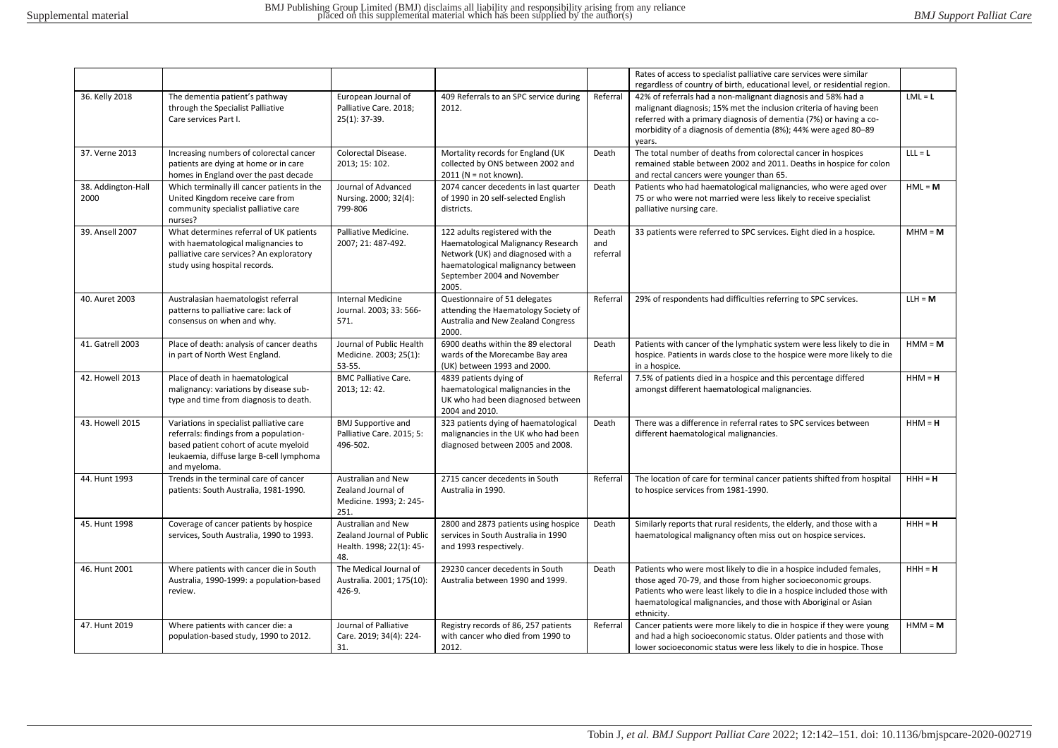| | | | | | | |
|---|---|---|---|---|---|---|
| | | | | | Rates of access to specialist palliative care services were similar regardless of country of birth, educational level, or residential region. | |
| 36. Kelly 2018 | The dementia patient's pathway through the Specialist Palliative Care services Part I. | European Journal of Palliative Care. 2018; 25(1): 37-39. | 409 Referrals to an SPC service during 2012. | Referral | 42% of referrals had a non-malignant diagnosis and 58% had a malignant diagnosis; 15% met the inclusion criteria of having been referred with a primary diagnosis of dementia (7%) or having a co-morbidity of a diagnosis of dementia (8%); 44% were aged 80–89 years. | LML = **L** |
| 37. Verne 2013 | Increasing numbers of colorectal cancer patients are dying at home or in care homes in England over the past decade | Colorectal Disease. 2013; 15: 102. | Mortality records for England (UK collected by ONS between 2002 and 2011 (N = not known). | Death | The total number of deaths from colorectal cancer in hospices remained stable between 2002 and 2011. Deaths in hospice for colon and rectal cancers were younger than 65. | LLL = **L** |
| 38. Addington-Hall 2000 | Which terminally ill cancer patients in the United Kingdom receive care from community specialist palliative care nurses? | Journal of Advanced Nursing. 2000; 32(4): 799-806 | 2074 cancer decedents in last quarter of 1990 in 20 self-selected English districts. | Death | Patients who had haematological malignancies, who were aged over 75 or who were not married were less likely to receive specialist palliative nursing care. | HML = **M** |
| 39. Ansell 2007 | What determines referral of UK patients with haematological malignancies to palliative care services? An exploratory study using hospital records. | Palliative Medicine. 2007; 21: 487-492. | 122 adults registered with the Haematological Malignancy Research Network (UK) and diagnosed with a haematological malignancy between September 2004 and November 2005. | Death and referral | 33 patients were referred to SPC services. Eight died in a hospice. | MHM = **M** |
| 40. Auret 2003 | Australasian haematologist referral patterns to palliative care: lack of consensus on when and why. | Internal Medicine Journal. 2003; 33: 566-571. | Questionnaire of 51 delegates attending the Haematology Society of Australia and New Zealand Congress 2000. | Referral | 29% of respondents had difficulties referring to SPC services. | LLH = **M** |
| 41. Gatrell 2003 | Place of death: analysis of cancer deaths in part of North West England. | Journal of Public Health Medicine. 2003; 25(1): 53-55. | 6900 deaths within the 89 electoral wards of the Morecambe Bay area (UK) between 1993 and 2000. | Death | Patients with cancer of the lymphatic system were less likely to die in hospice. Patients in wards close to the hospice were more likely to die in a hospice. | HMM = **M** |
| 42. Howell 2013 | Place of death in haematological malignancy: variations by disease sub-type and time from diagnosis to death. | BMC Palliative Care. 2013; 12: 42. | 4839 patients dying of haematological malignancies in the UK who had been diagnosed between 2004 and 2010. | Referral | 7.5% of patients died in a hospice and this percentage differed amongst different haematological malignancies. | HHM = **H** |
| 43. Howell 2015 | Variations in specialist palliative care referrals: findings from a population-based patient cohort of acute myeloid leukaemia, diffuse large B-cell lymphoma and myeloma. | BMJ Supportive and Palliative Care. 2015; 5: 496-502. | 323 patients dying of haematological malignancies in the UK who had been diagnosed between 2005 and 2008. | Death | There was a difference in referral rates to SPC services between different haematological malignancies. | HHM = **H** |
| 44. Hunt 1993 | Trends in the terminal care of cancer patients: South Australia, 1981-1990. | Australian and New Zealand Journal of Medicine. 1993; 2: 245-251. | 2715 cancer decedents in South Australia in 1990. | Referral | The location of care for terminal cancer patients shifted from hospital to hospice services from 1981-1990. | HHH = **H** |
| 45. Hunt 1998 | Coverage of cancer patients by hospice services, South Australia, 1990 to 1993. | Australian and New Zealand Journal of Public Health. 1998; 22(1): 45-48. | 2800 and 2873 patients using hospice services in South Australia in 1990 and 1993 respectively. | Death | Similarly reports that rural residents, the elderly, and those with a haematological malignancy often miss out on hospice services. | HHH = **H** |
| 46. Hunt 2001 | Where patients with cancer die in South Australia, 1990-1999: a population-based review. | The Medical Journal of Australia. 2001; 175(10): 426-9. | 29230 cancer decedents in South Australia between 1990 and 1999. | Death | Patients who were most likely to die in a hospice included females, those aged 70-79, and those from higher socioeconomic groups. Patients who were least likely to die in a hospice included those with haematological malignancies, and those with Aboriginal or Asian ethnicity. | HHH = **H** |
| 47. Hunt 2019 | Where patients with cancer die: a population-based study, 1990 to 2012. | Journal of Palliative Care. 2019; 34(4): 224-31. | Registry records of 86, 257 patients with cancer who died from 1990 to 2012. | Referral | Cancer patients were more likely to die in hospice if they were young and had a high socioeconomic status. Older patients and those with lower socioeconomic status were less likely to die in hospice. Those | HMM = **M** |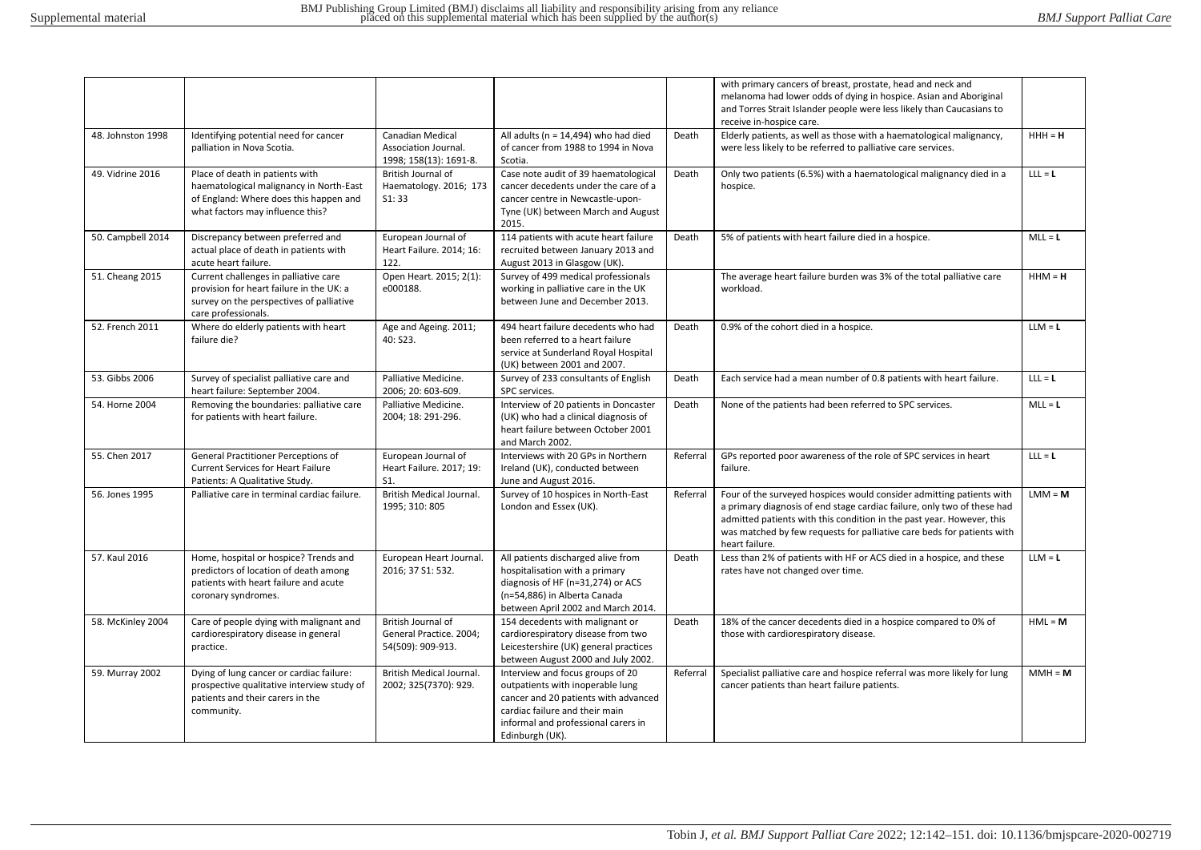|  |  |  |  |  | with primary cancers of breast, prostate, head and neck and melanoma had lower odds of dying in hospice. Asian and Aboriginal and Torres Strait Islander people were less likely than Caucasians to receive in-hospice care. |  |
|---|---|---|---|---|---|---|
| 48. Johnston 1998 | Identifying potential need for cancer palliation in Nova Scotia. | Canadian Medical Association Journal. 1998; 158(13): 1691-8. | All adults (n = 14,494) who had died of cancer from 1988 to 1994 in Nova Scotia. | Death | Elderly patients, as well as those with a haematological malignancy, were less likely to be referred to palliative care services. | HHH = **H** |
| 49. Vidrine 2016 | Place of death in patients with haematological malignancy in North-East of England: Where does this happen and what factors may influence this? | British Journal of Haematology. 2016; 173 S1: 33 | Case note audit of 39 haematological cancer decedents under the care of a cancer centre in Newcastle-upon-Tyne (UK) between March and August 2015. | Death | Only two patients (6.5%) with a haematological malignancy died in a hospice. | LLL = **L** |
| 50. Campbell 2014 | Discrepancy between preferred and actual place of death in patients with acute heart failure. | European Journal of Heart Failure. 2014; 16: 122. | 114 patients with acute heart failure recruited between January 2013 and August 2013 in Glasgow (UK). | Death | 5% of patients with heart failure died in a hospice. | MLL = **L** |
| 51. Cheang 2015 | Current challenges in palliative care provision for heart failure in the UK: a survey on the perspectives of palliative care professionals. | Open Heart. 2015; 2(1): e000188. | Survey of 499 medical professionals working in palliative care in the UK between June and December 2013. |  | The average heart failure burden was 3% of the total palliative care workload. | HHM = **H** |
| 52. French 2011 | Where do elderly patients with heart failure die? | Age and Ageing. 2011; 40: S23. | 494 heart failure decedents who had been referred to a heart failure service at Sunderland Royal Hospital (UK) between 2001 and 2007. | Death | 0.9% of the cohort died in a hospice. | LLM = **L** |
| 53. Gibbs 2006 | Survey of specialist palliative care and heart failure: September 2004. | Palliative Medicine. 2006; 20: 603-609. | Survey of 233 consultants of English SPC services. | Death | Each service had a mean number of 0.8 patients with heart failure. | LLL = **L** |
| 54. Horne 2004 | Removing the boundaries: palliative care for patients with heart failure. | Palliative Medicine. 2004; 18: 291-296. | Interview of 20 patients in Doncaster (UK) who had a clinical diagnosis of heart failure between October 2001 and March 2002. | Death | None of the patients had been referred to SPC services. | MLL = **L** |
| 55. Chen 2017 | General Practitioner Perceptions of Current Services for Heart Failure Patients: A Qualitative Study. | European Journal of Heart Failure. 2017; 19: S1. | Interviews with 20 GPs in Northern Ireland (UK), conducted between June and August 2016. | Referral | GPs reported poor awareness of the role of SPC services in heart failure. | LLL = **L** |
| 56. Jones 1995 | Palliative care in terminal cardiac failure. | British Medical Journal. 1995; 310: 805 | Survey of 10 hospices in North-East London and Essex (UK). | Referral | Four of the surveyed hospices would consider admitting patients with a primary diagnosis of end stage cardiac failure, only two of these had admitted patients with this condition in the past year. However, this was matched by few requests for palliative care beds for patients with heart failure. | LMM = **M** |
| 57. Kaul 2016 | Home, hospital or hospice? Trends and predictors of location of death among patients with heart failure and acute coronary syndromes. | European Heart Journal. 2016; 37 S1: 532. | All patients discharged alive from hospitalisation with a primary diagnosis of HF (n=31,274) or ACS (n=54,886) in Alberta Canada between April 2002 and March 2014. | Death | Less than 2% of patients with HF or ACS died in a hospice, and these rates have not changed over time. | LLM = **L** |
| 58. McKinley 2004 | Care of people dying with malignant and cardiorespiratory disease in general practice. | British Journal of General Practice. 2004; 54(509): 909-913. | 154 decedents with malignant or cardiorespiratory disease from two Leicestershire (UK) general practices between August 2000 and July 2002. | Death | 18% of the cancer decedents died in a hospice compared to 0% of those with cardiorespiratory disease. | HML = **M** |
| 59. Murray 2002 | Dying of lung cancer or cardiac failure: prospective qualitative interview study of patients and their carers in the community. | British Medical Journal. 2002; 325(7370): 929. | Interview and focus groups of 20 outpatients with inoperable lung cancer and 20 patients with advanced cardiac failure and their main informal and professional carers in Edinburgh (UK). | Referral | Specialist palliative care and hospice referral was more likely for lung cancer patients than heart failure patients. | MMH = **M** |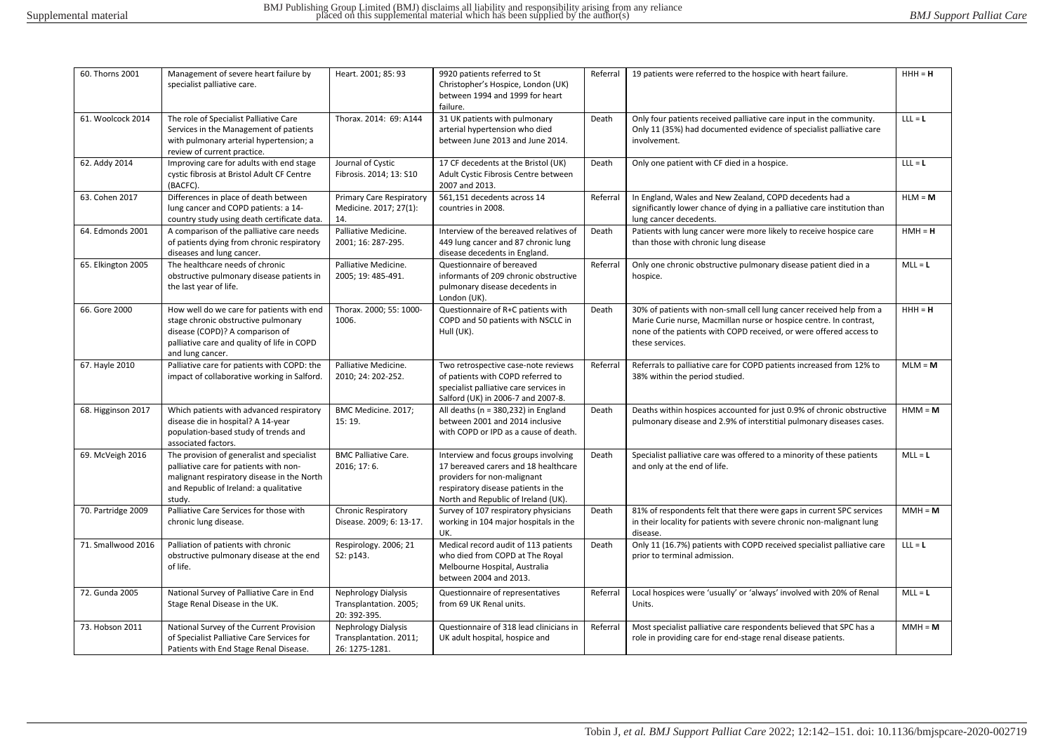| 60. Thorns 2001 | Management of severe heart failure by specialist palliative care. | Heart. 2001; 85: 93 | 9920 patients referred to St Christopher's Hospice, London (UK) between 1994 and 1999 for heart failure. | Referral | 19 patients were referred to the hospice with heart failure. | HHH = **H** |
|---|---|---|---|---|---|---|
| 61. Woolcock 2014 | The role of Specialist Palliative Care Services in the Management of patients with pulmonary arterial hypertension; a review of current practice. | Thorax. 2014: 69: A144 | 31 UK patients with pulmonary arterial hypertension who died between June 2013 and June 2014. | Death | Only four patients received palliative care input in the community. Only 11 (35%) had documented evidence of specialist palliative care involvement. | LLL = **L** |
| 62. Addy 2014 | Improving care for adults with end stage cystic fibrosis at Bristol Adult CF Centre (BACFC). | Journal of Cystic Fibrosis. 2014; 13: S10 | 17 CF decedents at the Bristol (UK) Adult Cystic Fibrosis Centre between 2007 and 2013. | Death | Only one patient with CF died in a hospice. | LLL = **L** |
| 63. Cohen 2017 | Differences in place of death between lung cancer and COPD patients: a 14-country study using death certificate data. | Primary Care Respiratory Medicine. 2017; 27(1): 14. | 561,151 decedents across 14 countries in 2008. | Referral | In England, Wales and New Zealand, COPD decedents had a significantly lower chance of dying in a palliative care institution than lung cancer decedents. | HLM = **M** |
| 64. Edmonds 2001 | A comparison of the palliative care needs of patients dying from chronic respiratory diseases and lung cancer. | Palliative Medicine. 2001; 16: 287-295. | Interview of the bereaved relatives of 449 lung cancer and 87 chronic lung disease decedents in England. | Death | Patients with lung cancer were more likely to receive hospice care than those with chronic lung disease | HMH = **H** |
| 65. Elkington 2005 | The healthcare needs of chronic obstructive pulmonary disease patients in the last year of life. | Palliative Medicine. 2005; 19: 485-491. | Questionnaire of bereaved informants of 209 chronic obstructive pulmonary disease decedents in London (UK). | Referral | Only one chronic obstructive pulmonary disease patient died in a hospice. | MLL = **L** |
| 66. Gore 2000 | How well do we care for patients with end stage chronic obstructive pulmonary disease (COPD)? A comparison of palliative care and quality of life in COPD and lung cancer. | Thorax. 2000; 55: 1000-1006. | Questionnaire of R+C patients with COPD and 50 patients with NSCLC in Hull (UK). | Death | 30% of patients with non-small cell lung cancer received help from a Marie Curie nurse, Macmillan nurse or hospice centre. In contrast, none of the patients with COPD received, or were offered access to these services. | HHH = **H** |
| 67. Hayle 2010 | Palliative care for patients with COPD: the impact of collaborative working in Salford. | Palliative Medicine. 2010; 24: 202-252. | Two retrospective case-note reviews of patients with COPD referred to specialist palliative care services in Salford (UK) in 2006-7 and 2007-8. | Referral | Referrals to palliative care for COPD patients increased from 12% to 38% within the period studied. | MLM = **M** |
| 68. Higginson 2017 | Which patients with advanced respiratory disease die in hospital? A 14-year population-based study of trends and associated factors. | BMC Medicine. 2017; 15: 19. | All deaths (n = 380,232) in England between 2001 and 2014 inclusive with COPD or IPD as a cause of death. | Death | Deaths within hospices accounted for just 0.9% of chronic obstructive pulmonary disease and 2.9% of interstitial pulmonary diseases cases. | HMM = **M** |
| 69. McVeigh 2016 | The provision of generalist and specialist palliative care for patients with non-malignant respiratory disease in the North and Republic of Ireland: a qualitative study. | BMC Palliative Care. 2016; 17: 6. | Interview and focus groups involving 17 bereaved carers and 18 healthcare providers for non-malignant respiratory disease patients in the North and Republic of Ireland (UK). | Death | Specialist palliative care was offered to a minority of these patients and only at the end of life. | MLL = **L** |
| 70. Partridge 2009 | Palliative Care Services for those with chronic lung disease. | Chronic Respiratory Disease. 2009; 6: 13-17. | Survey of 107 respiratory physicians working in 104 major hospitals in the UK. | Death | 81% of respondents felt that there were gaps in current SPC services in their locality for patients with severe chronic non-malignant lung disease. | MMH = **M** |
| 71. Smallwood 2016 | Palliation of patients with chronic obstructive pulmonary disease at the end of life. | Respirology. 2006; 21 S2: p143. | Medical record audit of 113 patients who died from COPD at The Royal Melbourne Hospital, Australia between 2004 and 2013. | Death | Only 11 (16.7%) patients with COPD received specialist palliative care prior to terminal admission. | LLL = **L** |
| 72. Gunda 2005 | National Survey of Palliative Care in End Stage Renal Disease in the UK. | Nephrology Dialysis Transplantation. 2005; 20: 392-395. | Questionnaire of representatives from 69 UK Renal units. | Referral | Local hospices were 'usually' or 'always' involved with 20% of Renal Units. | MLL = **L** |
| 73. Hobson 2011 | National Survey of the Current Provision of Specialist Palliative Care Services for Patients with End Stage Renal Disease. | Nephrology Dialysis Transplantation. 2011; 26: 1275-1281. | Questionnaire of 318 lead clinicians in UK adult hospital, hospice and | Referral | Most specialist palliative care respondents believed that SPC has a role in providing care for end-stage renal disease patients. | MMH = **M** |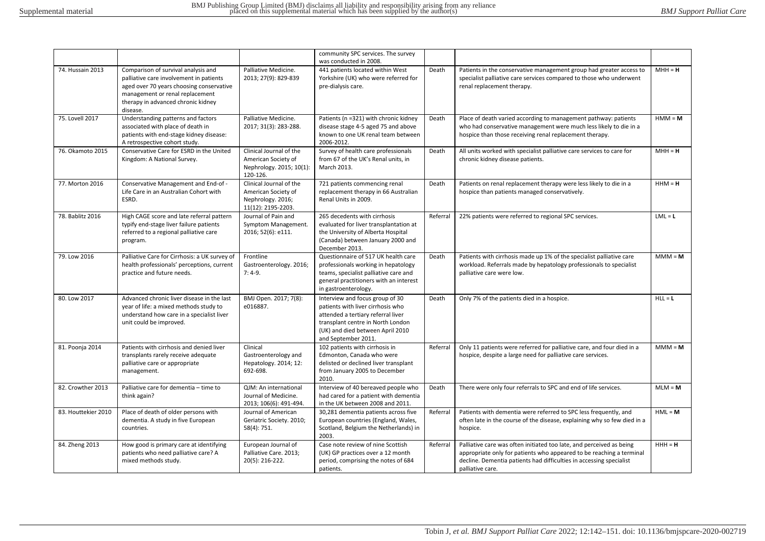| | | | community SPC services. The survey was conducted in 2008. | | | |
|---|---|---|---|---|---|---|
| 74. Hussain 2013 | Comparison of survival analysis and palliative care involvement in patients aged over 70 years choosing conservative management or renal replacement therapy in advanced chronic kidney disease. | Palliative Medicine. 2013; 27(9): 829-839 | 441 patients located within West Yorkshire (UK) who were referred for pre-dialysis care. | Death | Patients in the conservative management group had greater access to specialist palliative care services compared to those who underwent renal replacement therapy. | MHH = **H** |
| 75. Lovell 2017 | Understanding patterns and factors associated with place of death in patients with end-stage kidney disease: A retrospective cohort study. | Palliative Medicine. 2017; 31(3): 283-288. | Patients (n =321) with chronic kidney disease stage 4-5 aged 75 and above known to one UK renal team between 2006-2012. | Death | Place of death varied according to management pathway: patients who had conservative management were much less likely to die in a hospice than those receiving renal replacement therapy. | HMM = **M** |
| 76. Okamoto 2015 | Conservative Care for ESRD in the United Kingdom: A National Survey. | Clinical Journal of the American Society of Nephrology. 2015; 10(1): 120-126. | Survey of health care professionals from 67 of the UK's Renal units, in March 2013. | Death | All units worked with specialist palliative care services to care for chronic kidney disease patients. | MHH = **H** |
| 77. Morton 2016 | Conservative Management and End-of -Life Care in an Australian Cohort with ESRD. | Clinical Journal of the American Society of Nephrology. 2016; 11(12): 2195-2203. | 721 patients commencing renal replacement therapy in 66 Australian Renal Units in 2009. | Death | Patients on renal replacement therapy were less likely to die in a hospice than patients managed conservatively. | HHM = **H** |
| 78. Bablitz 2016 | High CAGE score and late referral pattern typify end-stage liver failure patients referred to a regional palliative care program. | Journal of Pain and Symptom Management. 2016; 52(6): e111. | 265 decedents with cirrhosis evaluated for liver transplantation at the University of Alberta Hospital (Canada) between January 2000 and December 2013. | Referral | 22% patients were referred to regional SPC services. | LML = **L** |
| 79. Low 2016 | Palliative Care for Cirrhosis: a UK survey of health professionals' perceptions, current practice and future needs. | Frontline Gastroenterology. 2016; 7: 4-9. | Questionnaire of 517 UK health care professionals working in hepatology teams, specialist palliative care and general practitioners with an interest in gastroenterology. | Death | Patients with cirrhosis made up 1% of the specialist palliative care workload. Referrals made by hepatology professionals to specialist palliative care were low. | MMM = **M** |
| 80. Low 2017 | Advanced chronic liver disease in the last year of life: a mixed methods study to understand how care in a specialist liver unit could be improved. | BMJ Open. 2017; 7(8): e016887. | Interview and focus group of 30 patients with liver cirrhosis who attended a tertiary referral liver transplant centre in North London (UK) and died between April 2010 and September 2011. | Death | Only 7% of the patients died in a hospice. | HLL = **L** |
| 81. Poonja 2014 | Patients with cirrhosis and denied liver transplants rarely receive adequate palliative care or appropriate management. | Clinical Gastroenterology and Hepatology. 2014; 12: 692-698. | 102 patients with cirrhosis in Edmonton, Canada who were delisted or declined liver transplant from January 2005 to December 2010. | Referral | Only 11 patients were referred for palliative care, and four died in a hospice, despite a large need for palliative care services. | MMM = **M** |
| 82. Crowther 2013 | Palliative care for dementia – time to think again? | QJM: An international Journal of Medicine. 2013; 106(6): 491-494. | Interview of 40 bereaved people who had cared for a patient with dementia in the UK between 2008 and 2011. | Death | There were only four referrals to SPC and end of life services. | MLM = **M** |
| 83. Houttekier 2010 | Place of death of older persons with dementia. A study in five European countries. | Journal of American Geriatric Society. 2010; 58(4): 751. | 30,281 dementia patients across five European countries (England, Wales, Scotland, Belgium the Netherlands) in 2003. | Referral | Patients with dementia were referred to SPC less frequently, and often late in the course of the disease, explaining why so few died in a hospice. | HML = **M** |
| 84. Zheng 2013 | How good is primary care at identifying patients who need palliative care? A mixed methods study. | European Journal of Palliative Care. 2013; 20(5): 216-222. | Case note review of nine Scottish (UK) GP practices over a 12 month period, comprising the notes of 684 patients. | Referral | Palliative care was often initiated too late, and perceived as being appropriate only for patients who appeared to be reaching a terminal decline. Dementia patients had difficulties in accessing specialist palliative care. | HHH = **H** |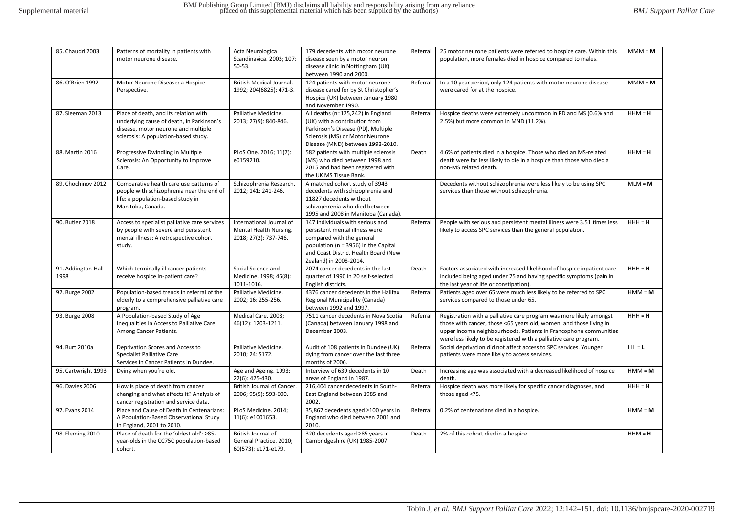| 85. Chaudri 2003 | Patterns of mortality in patients with motor neurone disease. | Acta Neurologica Scandinavica. 2003; 107: 50-53. | 179 decedents with motor neurone disease seen by a motor neuron disease clinic in Nottingham (UK) between 1990 and 2000. | Referral | 25 motor neurone patients were referred to hospice care. Within this population, more females died in hospice compared to males. | MMM = **M** |
|---|---|---|---|---|---|---|
| 86. O'Brien 1992 | Motor Neurone Disease: a Hospice Perspective. | British Medical Journal. 1992; 204(6825): 471-3. | 124 patients with motor neurone disease cared for by St Christopher's Hospice (UK) between January 1980 and November 1990. | Referral | In a 10 year period, only 124 patients with motor neurone disease were cared for at the hospice. | MMM = **M** |
| 87. Sleeman 2013 | Place of death, and its relation with underlying cause of death, in Parkinson's disease, motor neurone and multiple sclerosis: A population-based study. | Palliative Medicine. 2013; 27(9): 840-846. | All deaths (n=125,242) in England (UK) with a contribution from Parkinson's Disease (PD), Multiple Sclerosis (MS) or Motor Neurone Disease (MND) between 1993-2010. | Referral | Hospice deaths were extremely uncommon in PD and MS (0.6% and 2.5%) but more common in MND (11.2%). | HHM = **H** |
| 88. Martin 2016 | Progressive Dwindling in Multiple Sclerosis: An Opportunity to Improve Care. | PLoS One. 2016; 11(7): e0159210. | 582 patients with multiple sclerosis (MS) who died between 1998 and 2015 and had been registered with the UK MS Tissue Bank. | Death | 4.6% of patients died in a hospice. Those who died an MS-related death were far less likely to die in a hospice than those who died a non-MS related death. | HHM = **H** |
| 89. Chochinov 2012 | Comparative health care use patterns of people with schizophrenia near the end of life: a population-based study in Manitoba, Canada. | Schizophrenia Research. 2012; 141: 241-246. | A matched cohort study of 3943 decedents with schizophrenia and 11827 decedents without schizophrenia who died between 1995 and 2008 in Manitoba (Canada). | | Decedents without schizophrenia were less likely to be using SPC services than those without schizophrenia. | MLM = **M** |
| 90. Butler 2018 | Access to specialist palliative care services by people with severe and persistent mental illness: A retrospective cohort study. | International Journal of Mental Health Nursing. 2018; 27(2): 737-746. | 147 individuals with serious and persistent mental illness were compared with the general population (n = 3956) in the Capital and Coast District Health Board (New Zealand) in 2008-2014. | Referral | People with serious and persistent mental illness were 3.51 times less likely to access SPC services than the general population. | HHH = **H** |
| 91. Addington-Hall 1998 | Which terminally ill cancer patients receive hospice in-patient care? | Social Science and Medicine. 1998; 46(8): 1011-1016. | 2074 cancer decedents in the last quarter of 1990 in 20 self-selected English districts. | Death | Factors associated with increased likelihood of hospice inpatient care included being aged under 75 and having specific symptoms (pain in the last year of life or constipation). | HHH = **H** |
| 92. Burge 2002 | Population-based trends in referral of the elderly to a comprehensive palliative care program. | Palliative Medicine. 2002; 16: 255-256. | 4376 cancer decedents in the Halifax Regional Municipality (Canada) between 1992 and 1997. | Referral | Patients aged over 65 were much less likely to be referred to SPC services compared to those under 65. | HMM = **M** |
| 93. Burge 2008 | A Population-based Study of Age Inequalities in Access to Palliative Care Among Cancer Patients. | Medical Care. 2008; 46(12): 1203-1211. | 7511 cancer decedents in Nova Scotia (Canada) between January 1998 and December 2003. | Referral | Registration with a palliative care program was more likely amongst those with cancer, those <65 years old, women, and those living in upper income neighbourhoods. Patients in Francophone communities were less likely to be registered with a palliative care program. | HHH = **H** |
| 94. Burt 2010a | Deprivation Scores and Access to Specialist Palliative Care Services in Cancer Patients in Dundee. | Palliative Medicine. 2010; 24: S172. | Audit of 108 patients in Dundee (UK) dying from cancer over the last three months of 2006. | Referral | Social deprivation did not affect access to SPC services. Younger patients were more likely to access services. | LLL = **L** |
| 95. Cartwright 1993 | Dying when you're old. | Age and Ageing. 1993; 22(6): 425-430. | Interview of 639 decedents in 10 areas of England in 1987. | Death | Increasing age was associated with a decreased likelihood of hospice death. | HMM = **M** |
| 96. Davies 2006 | How is place of death from cancer changing and what affects it? Analysis of cancer registration and service data. | British Journal of Cancer. 2006; 95(5): 593-600. | 216,404 cancer decedents in South-East England between 1985 and 2002. | Referral | Hospice death was more likely for specific cancer diagnoses, and those aged <75. | HHH = **H** |
| 97. Evans 2014 | Place and Cause of Death in Centenarians: A Population-Based Observational Study in England, 2001 to 2010. | PLoS Medicine. 2014; 11(6): e1001653. | 35,867 decedents aged ≥100 years in England who died between 2001 and 2010. | Referral | 0.2% of centenarians died in a hospice. | HMM = **M** |
| 98. Fleming 2010 | Place of death for the 'oldest old': ≥85-year-olds in the CC75C population-based cohort. | British Journal of General Practice. 2010; 60(573): e171-e179. | 320 decedents aged ≥85 years in Cambridgeshire (UK) 1985-2007. | Death | 2% of this cohort died in a hospice. | HHM = **H** |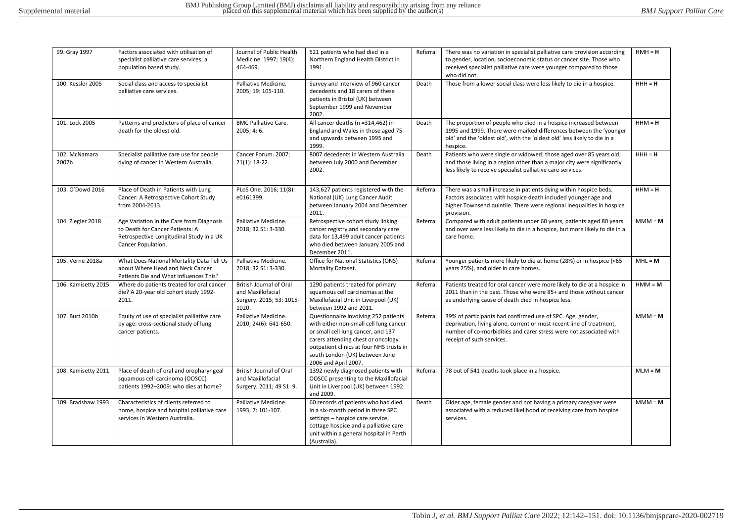| 99. Gray 1997 | Factors associated with utilisation of specialist palliative care services: a population based study. | Journal of Public Health Medicine. 1997; 19(4): 464-469. | 521 patients who had died in a Northern England Health District in 1991. | Referral | There was no variation in specialist palliative care provision according to gender, location, socioeconomic status or cancer site. Those who received specialist palliative care were younger compared to those who did not. | HMH = **H** |
|---|---|---|---|---|---|---|
| 100. Kessler 2005 | Social class and access to specialist palliative care services. | Palliative Medicine. 2005; 19: 105-110. | Survey and interview of 960 cancer decedents and 18 carers of these patients in Bristol (UK) between September 1999 and November 2002. | Death | Those from a lower social class were less likely to die in a hospice. | HHH = **H** |
| 101. Lock 2005 | Patterns and predictors of place of cancer death for the oldest old. | BMC Palliative Care. 2005; 4: 6. | All cancer deaths (n =314,462) in England and Wales in those aged 75 and upwards between 1995 and 1999. | Death | The proportion of people who died in a hospice increased between 1995 and 1999. There were marked differences between the 'younger old' and the 'oldest old', with the 'oldest old' less likely to die in a hospice. | HHM = **H** |
| 102. McNamara 2007b | Specialist palliative care use for people dying of cancer in Western Australia. | Cancer Forum. 2007; 21(1): 18-22. | 8007 decedents in Western Australia between July 2000 and December 2002. | Death | Patients who were single or widowed; those aged over 85 years old; and those living in a region other than a major city were significantly less likely to receive specialist palliative care services. | HHH = **H** |
| 103. O'Dowd 2016 | Place of Death in Patients with Lung Cancer: A Retrospective Cohort Study from 2004-2013. | PLoS One. 2016; 11(8): e0161399. | 143,627 patients registered with the National (UK) Lung Cancer Audit between January 2004 and December 2011. | Referral | There was a small increase in patients dying within hospice beds. Factors associated with hospice death included younger age and higher Townsend quintile. There were regional inequalities in hospice provision. | HHM = **H** |
| 104. Ziegler 2018 | Age Variation in the Care from Diagnosis to Death for Cancer Patients: A Retrospective Longitudinal Study in a UK Cancer Population. | Palliative Medicine. 2018; 32 S1: 3-330. | Retrospective cohort study linking cancer registry and secondary care data for 13,499 adult cancer patients who died between January 2005 and December 2011. | Referral | Compared with adult patients under 60 years, patients aged 80 years and over were less likely to die in a hospice, but more likely to die in a care home. | MMM = **M** |
| 105. Verne 2018a | What Does National Mortality Data Tell Us about Where Head and Neck Cancer Patients Die and What Influences This? | Palliative Medicine. 2018; 32 S1: 3-330. | Office for National Statistics (ONS) Mortality Dataset. | Referral | Younger patients more likely to die at home (28%) or in hospice (<65 years 25%), and older in care homes. | MHL = **M** |
| 106. Kamisetty 2015 | Where do patients treated for oral cancer die? A 20-year old cohort study 1992-2011. | British Journal of Oral and Maxillofacial Surgery. 2015; 53: 1015-1020. | 1290 patients treated for primary squamous cell carcinomas at the Maxillofacial Unit in Liverpool (UK) between 1992 and 2011. | Referral | Patients treated for oral cancer were more likely to die at a hospice in 2011 than in the past. Those who were 85+ and those without cancer as underlying cause of death died in hospice less. | HMM = **M** |
| 107. Burt 2010b | Equity of use of specialist palliative care by age: cross-sectional study of lung cancer patients. | Palliative Medicine. 2010; 24(6): 641-650. | Questionnaire involving 252 patients with either non-small cell lung cancer or small cell lung cancer, and 137 carers attending chest or oncology outpatient clinics at four NHS trusts in south London (UK) between June 2006 and April 2007. | Referral | 39% of participants had confirmed use of SPC. Age, gender, deprivation, living alone, current or most recent line of treatment, number of co-morbidities and carer stress were not associated with receipt of such services. | MMM = **M** |
| 108. Kamisetty 2011 | Place of death of oral and oropharyngeal squamous cell carcinoma (OOSCC) patients 1992–2009: who dies at home? | British Journal of Oral and Maxillofacial Surgery. 2011; 49 S1: 9. | 1392 newly diagnosed patients with OOSCC presenting to the Maxillofacial Unit in Liverpool (UK) between 1992 and 2009. | Referral | 78 out of 541 deaths took place in a hospice. | MLM = **M** |
| 109. Bradshaw 1993 | Characteristics of clients referred to home, hospice and hospital palliative care services in Western Australia. | Palliative Medicine. 1993; 7: 101-107. | 60 records of patients who had died in a six-month period in three SPC settings – hospice care service, cottage hospice and a palliative care unit within a general hospital in Perth (Australia). | Death | Older age, female gender and not having a primary caregiver were associated with a reduced likelihood of receiving care from hospice services. | MMM = **M** |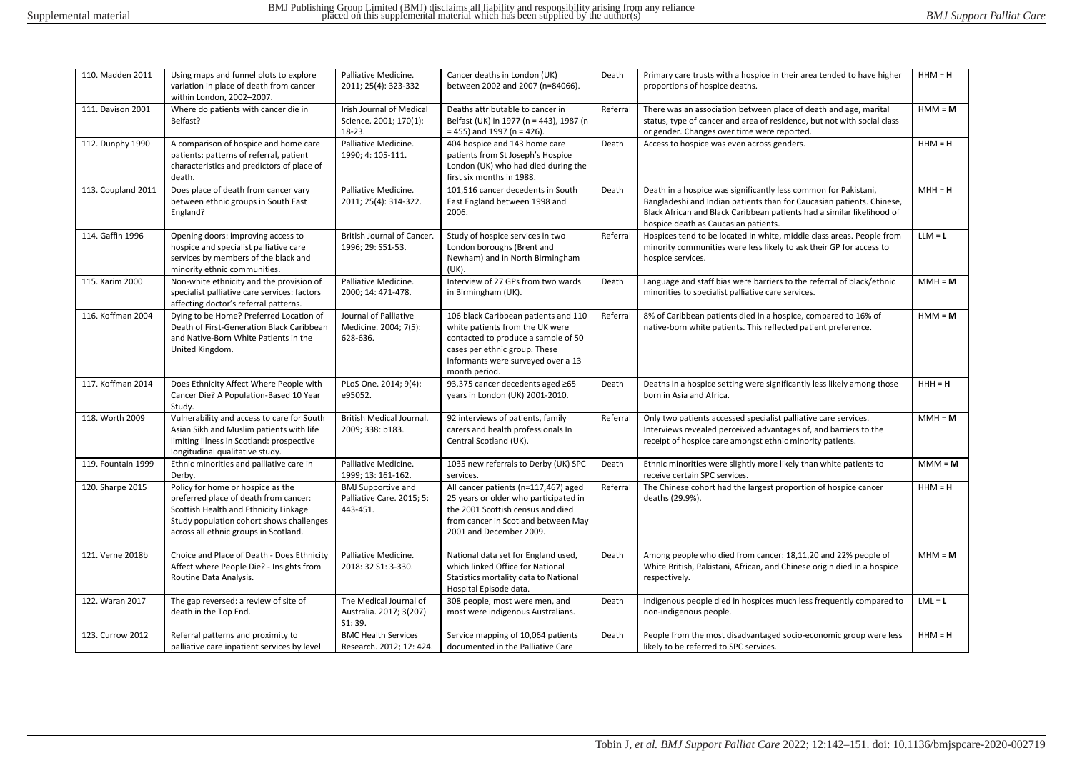| 110. Madden 2011 | Using maps and funnel plots to explore variation in place of death from cancer within London, 2002–2007. | Palliative Medicine. 2011; 25(4): 323-332 | Cancer deaths in London (UK) between 2002 and 2007 (n=84066). | Death | Primary care trusts with a hospice in their area tended to have higher proportions of hospice deaths. | HHM = **H** |
|---|---|---|---|---|---|---|
| 111. Davison 2001 | Where do patients with cancer die in Belfast? | Irish Journal of Medical Science. 2001; 170(1): 18-23. | Deaths attributable to cancer in Belfast (UK) in 1977 (n = 443), 1987 (n = 455) and 1997 (n = 426). | Referral | There was an association between place of death and age, marital status, type of cancer and area of residence, but not with social class or gender. Changes over time were reported. | HMM = **M** |
| 112. Dunphy 1990 | A comparison of hospice and home care patients: patterns of referral, patient characteristics and predictors of place of death. | Palliative Medicine. 1990; 4: 105-111. | 404 hospice and 143 home care patients from St Joseph's Hospice London (UK) who had died during the first six months in 1988. | Death | Access to hospice was even across genders. | HHM = **H** |
| 113. Coupland 2011 | Does place of death from cancer vary between ethnic groups in South East England? | Palliative Medicine. 2011; 25(4): 314-322. | 101,516 cancer decedents in South East England between 1998 and 2006. | Death | Death in a hospice was significantly less common for Pakistani, Bangladeshi and Indian patients than for Caucasian patients. Chinese, Black African and Black Caribbean patients had a similar likelihood of hospice death as Caucasian patients. | MHH = **H** |
| 114. Gaffin 1996 | Opening doors: improving access to hospice and specialist palliative care services by members of the black and minority ethnic communities. | British Journal of Cancer. 1996; 29: S51-53. | Study of hospice services in two London boroughs (Brent and Newham) and in North Birmingham (UK). | Referral | Hospices tend to be located in white, middle class areas. People from minority communities were less likely to ask their GP for access to hospice services. | LLM = **L** |
| 115. Karim 2000 | Non-white ethnicity and the provision of specialist palliative care services: factors affecting doctor's referral patterns. | Palliative Medicine. 2000; 14: 471-478. | Interview of 27 GPs from two wards in Birmingham (UK). | Death | Language and staff bias were barriers to the referral of black/ethnic minorities to specialist palliative care services. | MMH = **M** |
| 116. Koffman 2004 | Dying to be Home? Preferred Location of Death of First-Generation Black Caribbean and Native-Born White Patients in the United Kingdom. | Journal of Palliative Medicine. 2004; 7(5): 628-636. | 106 black Caribbean patients and 110 white patients from the UK were contacted to produce a sample of 50 cases per ethnic group. These informants were surveyed over a 13 month period. | Referral | 8% of Caribbean patients died in a hospice, compared to 16% of native-born white patients. This reflected patient preference. | HMM = **M** |
| 117. Koffman 2014 | Does Ethnicity Affect Where People with Cancer Die? A Population-Based 10 Year Study. | PLoS One. 2014; 9(4): e95052. | 93,375 cancer decedents aged ≥65 years in London (UK) 2001-2010. | Death | Deaths in a hospice setting were significantly less likely among those born in Asia and Africa. | HHH = **H** |
| 118. Worth 2009 | Vulnerability and access to care for South Asian Sikh and Muslim patients with life limiting illness in Scotland: prospective longitudinal qualitative study. | British Medical Journal. 2009; 338: b183. | 92 interviews of patients, family carers and health professionals In Central Scotland (UK). | Referral | Only two patients accessed specialist palliative care services. Interviews revealed perceived advantages of, and barriers to the receipt of hospice care amongst ethnic minority patients. | MMH = **M** |
| 119. Fountain 1999 | Ethnic minorities and palliative care in Derby. | Palliative Medicine. 1999; 13: 161-162. | 1035 new referrals to Derby (UK) SPC services. | Death | Ethnic minorities were slightly more likely than white patients to receive certain SPC services. | MMM = **M** |
| 120. Sharpe 2015 | Policy for home or hospice as the preferred place of death from cancer: Scottish Health and Ethnicity Linkage Study population cohort shows challenges across all ethnic groups in Scotland. | BMJ Supportive and Palliative Care. 2015; 5: 443-451. | All cancer patients (n=117,467) aged 25 years or older who participated in the 2001 Scottish census and died from cancer in Scotland between May 2001 and December 2009. | Referral | The Chinese cohort had the largest proportion of hospice cancer deaths (29.9%). | HHM = **H** |
| 121. Verne 2018b | Choice and Place of Death - Does Ethnicity Affect where People Die? - Insights from Routine Data Analysis. | Palliative Medicine. 2018: 32 S1: 3-330. | National data set for England used, which linked Office for National Statistics mortality data to National Hospital Episode data. | Death | Among people who died from cancer: 18,11,20 and 22% people of White British, Pakistani, African, and Chinese origin died in a hospice respectively. | MHM = **M** |
| 122. Waran 2017 | The gap reversed: a review of site of death in the Top End. | The Medical Journal of Australia. 2017; 3(207) S1: 39. | 308 people, most were men, and most were indigenous Australians. | Death | Indigenous people died in hospices much less frequently compared to non-indigenous people. | LML = **L** |
| 123. Currow 2012 | Referral patterns and proximity to palliative care inpatient services by level | BMC Health Services Research. 2012; 12: 424. | Service mapping of 10,064 patients documented in the Palliative Care | Death | People from the most disadvantaged socio-economic group were less likely to be referred to SPC services. | HHM = **H** |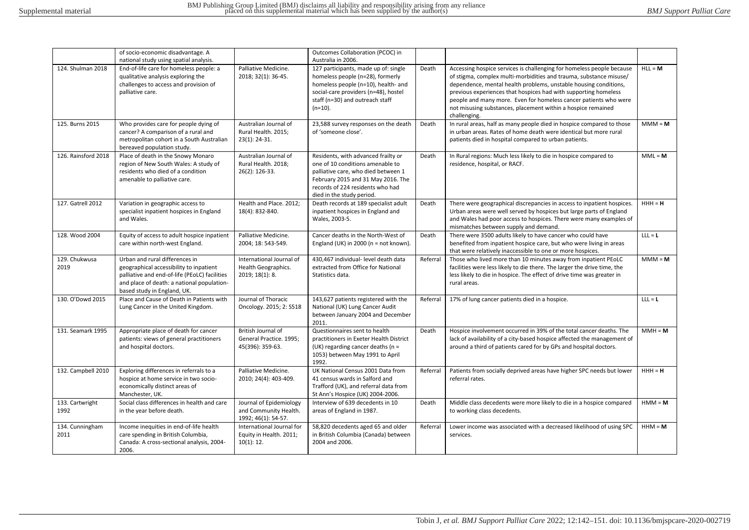| | of socio-economic disadvantage. A national study using spatial analysis. | | Outcomes Collaboration (PCOC) in Australia in 2006. | | | |
|---|---|---|---|---|---|---|
| 124. Shulman 2018 | End-of-life care for homeless people: a qualitative analysis exploring the challenges to access and provision of palliative care. | Palliative Medicine. 2018; 32(1): 36-45. | 127 participants, made up of: single homeless people (n=28), formerly homeless people (n=10), health- and social-care providers (n=48), hostel staff (n=30) and outreach staff (n=10). | Death | Accessing hospice services is challenging for homeless people because of stigma, complex multi-morbidities and trauma, substance misuse/ dependence, mental health problems, unstable housing conditions, previous experiences that hospices had with supporting homeless people and many more. Even for homeless cancer patients who were not misusing substances, placement within a hospice remained challenging. | HLL = **M** |
| 125. Burns 2015 | Who provides care for people dying of cancer? A comparison of a rural and metropolitan cohort in a South Australian bereaved population study. | Australian Journal of Rural Health. 2015; 23(1): 24-31. | 23,588 survey responses on the death of 'someone close'. | Death | In rural areas, half as many people died in hospice compared to those in urban areas. Rates of home death were identical but more rural patients died in hospital compared to urban patients. | MMM = **M** |
| 126. Rainsford 2018 | Place of death in the Snowy Monaro region of New South Wales: A study of residents who died of a condition amenable to palliative care. | Australian Journal of Rural Health. 2018; 26(2): 126-33. | Residents, with advanced frailty or one of 10 conditions amenable to palliative care, who died between 1 February 2015 and 31 May 2016. The records of 224 residents who had died in the study period. | Death | In Rural regions: Much less likely to die in hospice compared to residence, hospital, or RACF. | MML = **M** |
| 127. Gatrell 2012 | Variation in geographic access to specialist inpatient hospices in England and Wales. | Health and Place. 2012; 18(4): 832-840. | Death records at 189 specialist adult inpatient hospices in England and Wales, 2003-5. | Death | There were geographical discrepancies in access to inpatient hospices. Urban areas were well served by hospices but large parts of England and Wales had poor access to hospices. There were many examples of mismatches between supply and demand. | HHH = **H** |
| 128. Wood 2004 | Equity of access to adult hospice inpatient care within north-west England. | Palliative Medicine. 2004; 18: 543-549. | Cancer deaths in the North-West of England (UK) in 2000 (n = not known). | Death | There were 3500 adults likely to have cancer who could have benefited from inpatient hospice care, but who were living in areas that were relatively inaccessible to one or more hospices. | LLL = **L** |
| 129. Chukwusa 2019 | Urban and rural differences in geographical accessibility to inpatient palliative and end-of-life (PEoLC) facilities and place of death: a national population-based study in England, UK. | International Journal of Health Geographics. 2019; 18(1): 8. | 430,467 individual- level death data extracted from Office for National Statistics data. | Referral | Those who lived more than 10 minutes away from inpatient PEoLC facilities were less likely to die there. The larger the drive time, the less likely to die in hospice. The effect of drive time was greater in rural areas. | MMM = **M** |
| 130. O'Dowd 2015 | Place and Cause of Death in Patients with Lung Cancer in the United Kingdom. | Journal of Thoracic Oncology. 2015; 2: S518 | 143,627 patients registered with the National (UK) Lung Cancer Audit between January 2004 and December 2011. | Referral | 17% of lung cancer patients died in a hospice. | LLL = **L** |
| 131. Seamark 1995 | Appropriate place of death for cancer patients: views of general practitioners and hospital doctors. | British Journal of General Practice. 1995; 45(396): 359-63. | Questionnaires sent to health practitioners in Exeter Health District (UK) regarding cancer deaths (n = 1053) between May 1991 to April 1992. | Death | Hospice involvement occurred in 39% of the total cancer deaths. The lack of availability of a city-based hospice affected the management of around a third of patients cared for by GPs and hospital doctors. | MMH = **M** |
| 132. Campbell 2010 | Exploring differences in referrals to a hospice at home service in two socio-economically distinct areas of Manchester, UK. | Palliative Medicine. 2010; 24(4): 403-409. | UK National Census 2001 Data from 41 census wards in Salford and Trafford (UK), and referral data from St Ann's Hospice (UK) 2004-2006. | Referral | Patients from socially deprived areas have higher SPC needs but lower referral rates. | HHH = **H** |
| 133. Cartwright 1992 | Social class differences in health and care in the year before death. | Journal of Epidemiology and Community Health. 1992; 46(1): 54-57. | Interview of 639 decedents in 10 areas of England in 1987. | Death | Middle class decedents were more likely to die in a hospice compared to working class decedents. | HMM = **M** |
| 134. Cunningham 2011 | Income inequities in end-of-life health care spending in British Columbia, Canada: A cross-sectional analysis, 2004-2006. | International Journal for Equity in Health. 2011; 10(1): 12. | 58,820 decedents aged 65 and older in British Columbia (Canada) between 2004 and 2006. | Referral | Lower income was associated with a decreased likelihood of using SPC services. | HHM = **M** |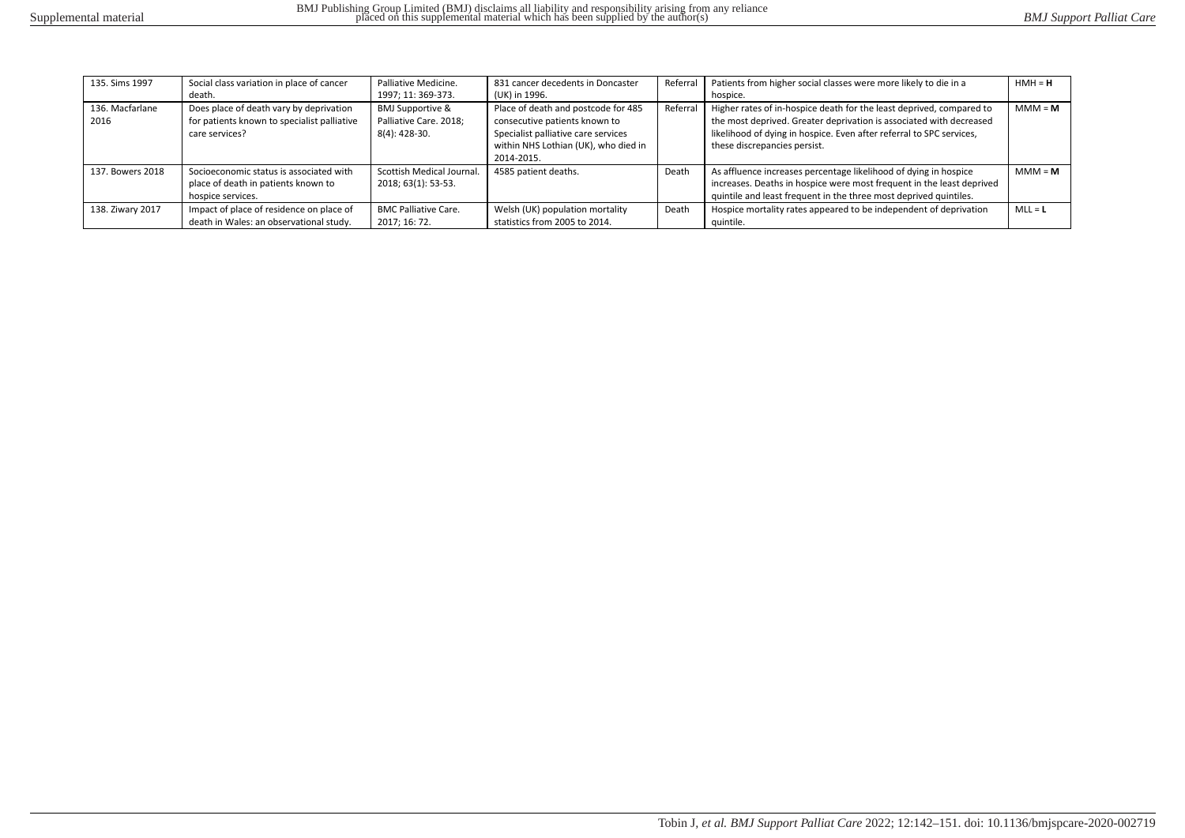| | | | | | | |
|---|---|---|---|---|---|---|
| 135. Sims 1997 | Social class variation in place of cancer death. | Palliative Medicine. 1997; 11: 369-373. | 831 cancer decedents in Doncaster (UK) in 1996. | Referral | Patients from higher social classes were more likely to die in a hospice. | HMH = **H** |
| 136. Macfarlane 2016 | Does place of death vary by deprivation for patients known to specialist palliative care services? | BMJ Supportive & Palliative Care. 2018; 8(4): 428-30. | Place of death and postcode for 485 consecutive patients known to Specialist palliative care services within NHS Lothian (UK), who died in 2014-2015. | Referral | Higher rates of in-hospice death for the least deprived, compared to the most deprived. Greater deprivation is associated with decreased likelihood of dying in hospice. Even after referral to SPC services, these discrepancies persist. | MMM = **M** |
| 137. Bowers 2018 | Socioeconomic status is associated with place of death in patients known to hospice services. | Scottish Medical Journal. 2018; 63(1): 53-53. | 4585 patient deaths. | Death | As affluence increases percentage likelihood of dying in hospice increases. Deaths in hospice were most frequent in the least deprived quintile and least frequent in the three most deprived quintiles. | MMM = **M** |
| 138. Ziwary 2017 | Impact of place of residence on place of death in Wales: an observational study. | BMC Palliative Care. 2017; 16: 72. | Welsh (UK) population mortality statistics from 2005 to 2014. | Death | Hospice mortality rates appeared to be independent of deprivation quintile. | MLL = **L** |